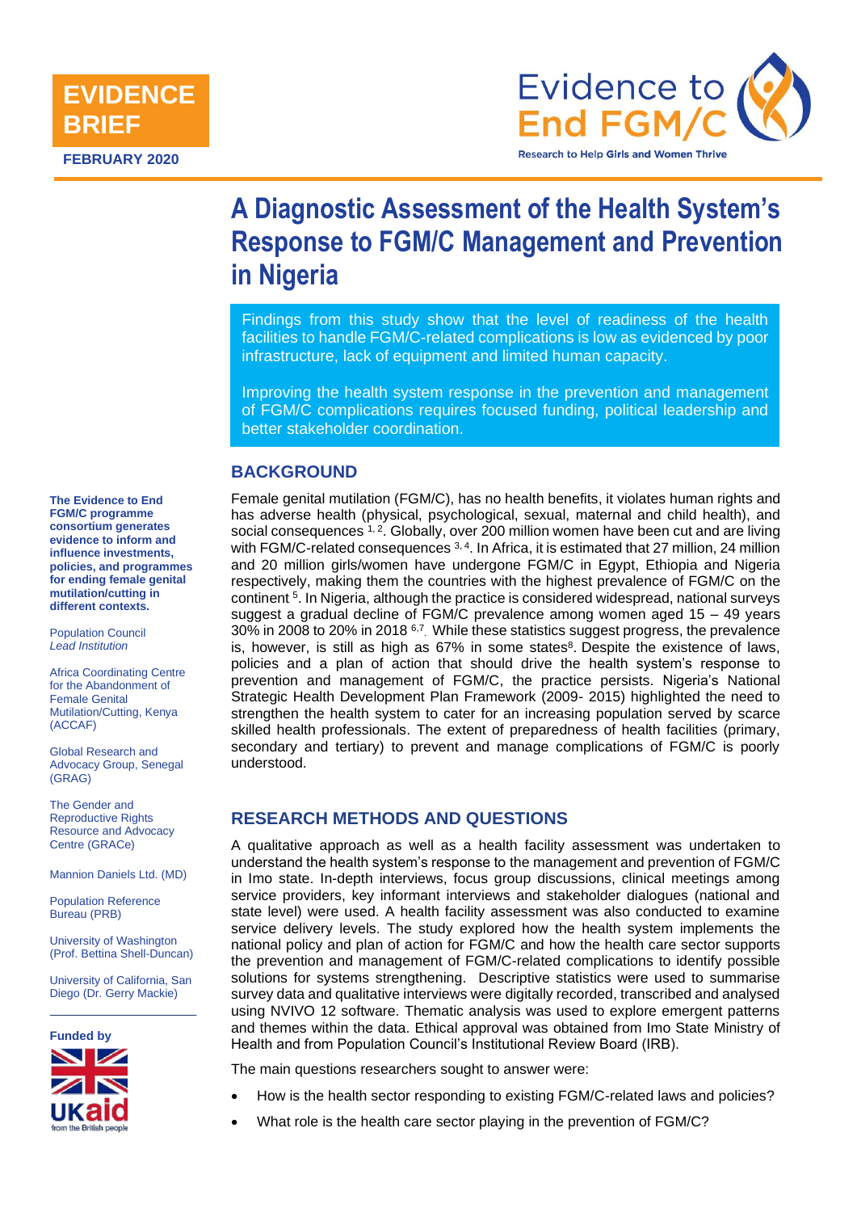**EVIDENCE BRIEF**

**FEBRUARY 2020**

Evidence to End FGM/C

Research to Help Girls and Women Thrive

# A Diagnostic Assessment of the Health System's Response to FGM/C Management and Prevention in Nigeria

Findings from this study show that the level of readiness of the health facilities to handle FGM/C-related complications is low as evidenced by poor infrastructure, lack of equipment and limited human capacity.

Improving the health system response in the prevention and management of FGM/C complications requires focused funding, political leadership and better stakeholder coordination.

## BACKGROUND

Female genital mutilation (FGM/C), has no health benefits, it violates human rights and has adverse health (physical, psychological, sexual, maternal and child health), and social consequences [1, 2]. Globally, over 200 million women have been cut and are living with FGM/C-related consequences [3, 4]. In Africa, it is estimated that 27 million, 24 million and 20 million girls/women have undergone FGM/C in Egypt, Ethiopia and Nigeria respectively, making them the countries with the highest prevalence of FGM/C on the continent [5]. In Nigeria, although the practice is considered widespread, national surveys suggest a gradual decline of FGM/C prevalence among women aged 15 – 49 years 30% in 2008 to 20% in 2018 [6,7]. While these statistics suggest progress, the prevalence is, however, is still as high as 67% in some states[8]. Despite the existence of laws, policies and a plan of action that should drive the health system's response to prevention and management of FGM/C, the practice persists. Nigeria's National Strategic Health Development Plan Framework (2009- 2015) highlighted the need to strengthen the health system to cater for an increasing population served by scarce skilled health professionals. The extent of preparedness of health facilities (primary, secondary and tertiary) to prevent and manage complications of FGM/C is poorly understood.

## RESEARCH METHODS AND QUESTIONS

A qualitative approach as well as a health facility assessment was undertaken to understand the health system's response to the management and prevention of FGM/C in Imo state. In-depth interviews, focus group discussions, clinical meetings among service providers, key informant interviews and stakeholder dialogues (national and state level) were used. A health facility assessment was also conducted to examine service delivery levels. The study explored how the health system implements the national policy and plan of action for FGM/C and how the health care sector supports the prevention and management of FGM/C-related complications to identify possible solutions for systems strengthening. Descriptive statistics were used to summarise survey data and qualitative interviews were digitally recorded, transcribed and analysed using NVIVO 12 software. Thematic analysis was used to explore emergent patterns and themes within the data. Ethical approval was obtained from Imo State Ministry of Health and from Population Council's Institutional Review Board (IRB).

The main questions researchers sought to answer were:

- How is the health sector responding to existing FGM/C-related laws and policies?
- What role is the health care sector playing in the prevention of FGM/C?

**The Evidence to End FGM/C programme consortium generates evidence to inform and influence investments, policies, and programmes for ending female genital mutilation/cutting in different contexts.**

Population Council
*Lead Institution*

Africa Coordinating Centre for the Abandonment of Female Genital Mutilation/Cutting, Kenya (ACCAF)

Global Research and Advocacy Group, Senegal (GRAG)

The Gender and Reproductive Rights Resource and Advocacy Centre (GRACe)

Mannion Daniels Ltd. (MD)

Population Reference Bureau (PRB)

University of Washington (Prof. Bettina Shell-Duncan)

University of California, San Diego (Dr. Gerry Mackie)

**Funded by**

UKaid from the British people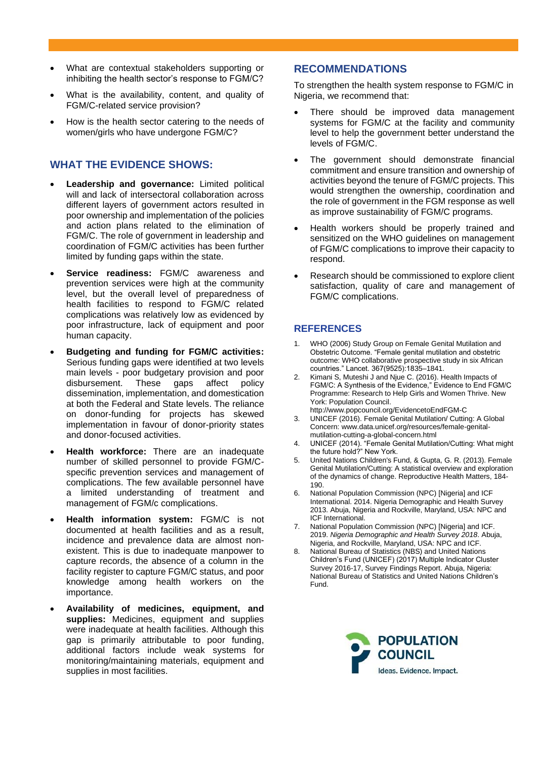- What are contextual stakeholders supporting or inhibiting the health sector's response to FGM/C?
- What is the availability, content, and quality of FGM/C-related service provision?
- How is the health sector catering to the needs of women/girls who have undergone FGM/C?

## WHAT THE EVIDENCE SHOWS:

- **Leadership and governance:** Limited political will and lack of intersectoral collaboration across different layers of government actors resulted in poor ownership and implementation of the policies and action plans related to the elimination of FGM/C. The role of government in leadership and coordination of FGM/C activities has been further limited by funding gaps within the state.
- **Service readiness:** FGM/C awareness and prevention services were high at the community level, but the overall level of preparedness of health facilities to respond to FGM/C related complications was relatively low as evidenced by poor infrastructure, lack of equipment and poor human capacity.
- **Budgeting and funding for FGM/C activities:** Serious funding gaps were identified at two levels main levels - poor budgetary provision and poor disbursement. These gaps affect policy dissemination, implementation, and domestication at both the Federal and State levels. The reliance on donor-funding for projects has skewed implementation in favour of donor-priority states and donor-focused activities.
- **Health workforce:** There are an inadequate number of skilled personnel to provide FGM/C-specific prevention services and management of complications. The few available personnel have a limited understanding of treatment and management of FGM/c complications.
- **Health information system:** FGM/C is not documented at health facilities and as a result, incidence and prevalence data are almost non-existent. This is due to inadequate manpower to capture records, the absence of a column in the facility register to capture FGM/C status, and poor knowledge among health workers on the importance.
- **Availability of medicines, equipment, and supplies:** Medicines, equipment and supplies were inadequate at health facilities. Although this gap is primarily attributable to poor funding, additional factors include weak systems for monitoring/maintaining materials, equipment and supplies in most facilities.

## RECOMMENDATIONS

To strengthen the health system response to FGM/C in Nigeria, we recommend that:

- There should be improved data management systems for FGM/C at the facility and community level to help the government better understand the levels of FGM/C.
- The government should demonstrate financial commitment and ensure transition and ownership of activities beyond the tenure of FGM/C projects. This would strengthen the ownership, coordination and the role of government in the FGM response as well as improve sustainability of FGM/C programs.
- Health workers should be properly trained and sensitized on the WHO guidelines on management of FGM/C complications to improve their capacity to respond.
- Research should be commissioned to explore client satisfaction, quality of care and management of FGM/C complications.

## REFERENCES

1. WHO (2006) Study Group on Female Genital Mutilation and Obstetric Outcome. "Female genital mutilation and obstetric outcome: WHO collaborative prospective study in six African countries." Lancet. 367(9525):1835–1841.
2. Kimani S, Muteshi J and Njue C. (2016). Health Impacts of FGM/C: A Synthesis of the Evidence," Evidence to End FGM/C Programme: Research to Help Girls and Women Thrive. New York: Population Council. http://www.popcouncil.org/EvidencetoEndFGM-C
3. UNICEF (2016). Female Genital Mutilation/ Cutting: A Global Concern: www.data.unicef.org/resources/female-genital-mutilation-cutting-a-global-concern.html
4. UNICEF (2014). "Female Genital Mutilation/Cutting: What might the future hold?" New York.
5. United Nations Children's Fund, & Gupta, G. R. (2013). Female Genital Mutilation/Cutting: A statistical overview and exploration of the dynamics of change. Reproductive Health Matters, 184-190.
6. National Population Commission (NPC) [Nigeria] and ICF International. 2014. Nigeria Demographic and Health Survey 2013. Abuja, Nigeria and Rockville, Maryland, USA: NPC and ICF International.
7. National Population Commission (NPC) [Nigeria] and ICF. 2019. *Nigeria Demographic and Health Survey 2018*. Abuja, Nigeria, and Rockville, Maryland, USA: NPC and ICF.
8. National Bureau of Statistics (NBS) and United Nations Children's Fund (UNICEF) (2017) Multiple Indicator Cluster Survey 2016-17, Survey Findings Report. Abuja, Nigeria: National Bureau of Statistics and United Nations Children's Fund.

POPULATION COUNCIL
Ideas. Evidence. Impact.